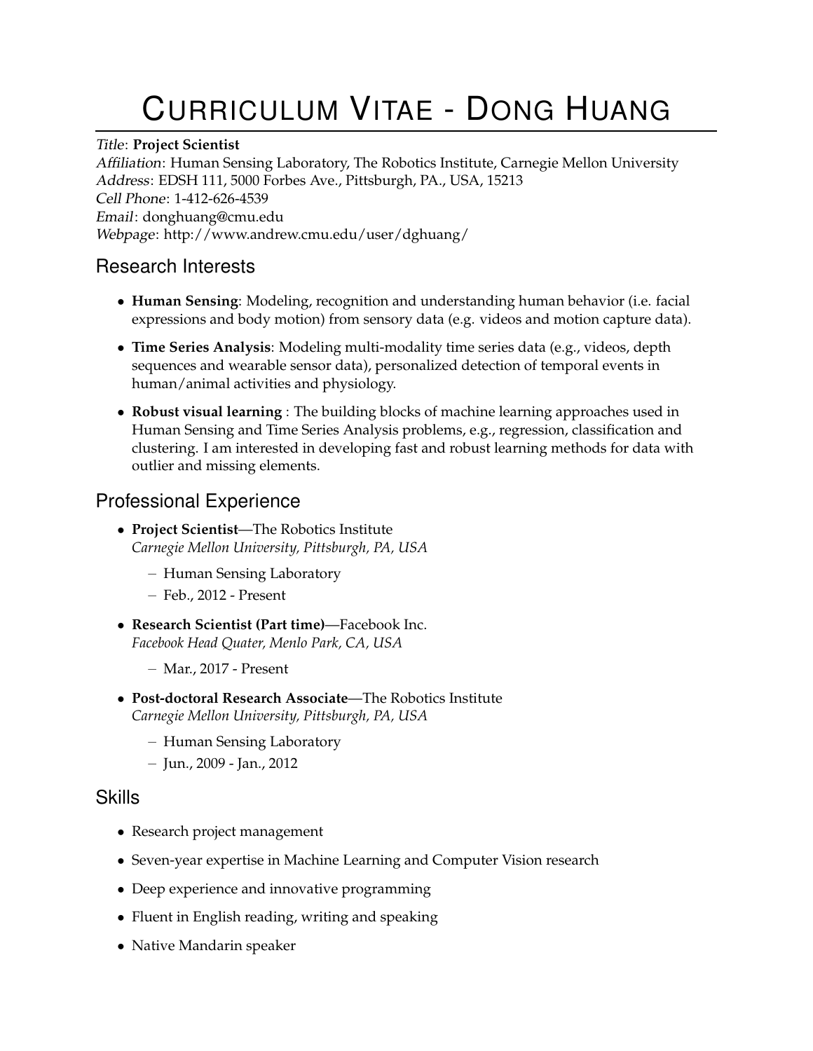# CURRICULUM VITAE - DONG HUANG

*Title*: **Project Scientist**
*Affiliation*: Human Sensing Laboratory, The Robotics Institute, Carnegie Mellon University
*Address*: EDSH 111, 5000 Forbes Ave., Pittsburgh, PA., USA, 15213
*Cell Phone*: 1-412-626-4539
*Email*: donghuang@cmu.edu
*Webpage*: http://www.andrew.cmu.edu/user/dghuang/

## Research Interests

- **Human Sensing**: Modeling, recognition and understanding human behavior (i.e. facial expressions and body motion) from sensory data (e.g. videos and motion capture data).
- **Time Series Analysis**: Modeling multi-modality time series data (e.g., videos, depth sequences and wearable sensor data), personalized detection of temporal events in human/animal activities and physiology.
- **Robust visual learning** : The building blocks of machine learning approaches used in Human Sensing and Time Series Analysis problems, e.g., regression, classification and clustering. I am interested in developing fast and robust learning methods for data with outlier and missing elements.

## Professional Experience

- **Project Scientist**—The Robotics Institute
  *Carnegie Mellon University, Pittsburgh, PA, USA*
  - Human Sensing Laboratory
  - Feb., 2012 - Present
- **Research Scientist (Part time)**—Facebook Inc.
  *Facebook Head Quater, Menlo Park, CA, USA*
  - Mar., 2017 - Present
- **Post-doctoral Research Associate**—The Robotics Institute
  *Carnegie Mellon University, Pittsburgh, PA, USA*
  - Human Sensing Laboratory
  - Jun., 2009 - Jan., 2012

## Skills

- Research project management
- Seven-year expertise in Machine Learning and Computer Vision research
- Deep experience and innovative programming
- Fluent in English reading, writing and speaking
- Native Mandarin speaker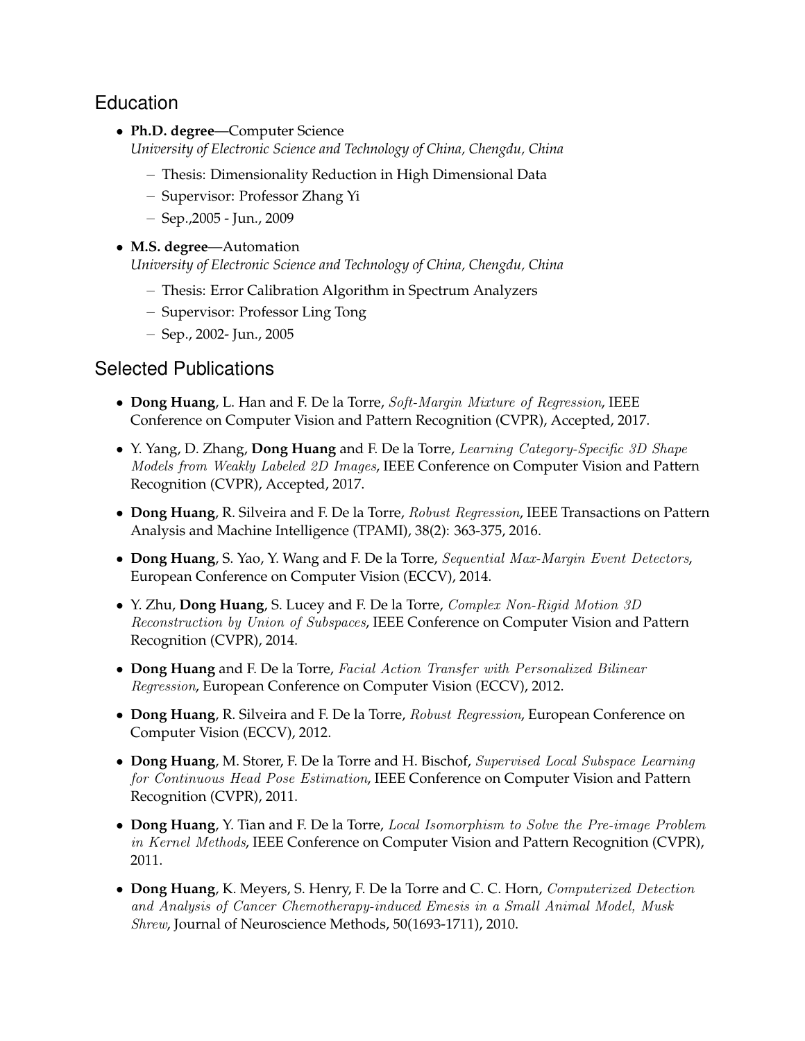## Education

- **Ph.D. degree**—Computer Science
  *University of Electronic Science and Technology of China, Chengdu, China*
  - Thesis: Dimensionality Reduction in High Dimensional Data
  - Supervisor: Professor Zhang Yi
  - Sep.,2005 - Jun., 2009
- **M.S. degree**—Automation
  *University of Electronic Science and Technology of China, Chengdu, China*
  - Thesis: Error Calibration Algorithm in Spectrum Analyzers
  - Supervisor: Professor Ling Tong
  - Sep., 2002- Jun., 2005

## Selected Publications

- **Dong Huang**, L. Han and F. De la Torre, *Soft-Margin Mixture of Regression*, IEEE Conference on Computer Vision and Pattern Recognition (CVPR), Accepted, 2017.
- Y. Yang, D. Zhang, **Dong Huang** and F. De la Torre, *Learning Category-Specific 3D Shape Models from Weakly Labeled 2D Images*, IEEE Conference on Computer Vision and Pattern Recognition (CVPR), Accepted, 2017.
- **Dong Huang**, R. Silveira and F. De la Torre, *Robust Regression*, IEEE Transactions on Pattern Analysis and Machine Intelligence (TPAMI), 38(2): 363-375, 2016.
- **Dong Huang**, S. Yao, Y. Wang and F. De la Torre, *Sequential Max-Margin Event Detectors*, European Conference on Computer Vision (ECCV), 2014.
- Y. Zhu, **Dong Huang**, S. Lucey and F. De la Torre, *Complex Non-Rigid Motion 3D Reconstruction by Union of Subspaces*, IEEE Conference on Computer Vision and Pattern Recognition (CVPR), 2014.
- **Dong Huang** and F. De la Torre, *Facial Action Transfer with Personalized Bilinear Regression*, European Conference on Computer Vision (ECCV), 2012.
- **Dong Huang**, R. Silveira and F. De la Torre, *Robust Regression*, European Conference on Computer Vision (ECCV), 2012.
- **Dong Huang**, M. Storer, F. De la Torre and H. Bischof, *Supervised Local Subspace Learning for Continuous Head Pose Estimation*, IEEE Conference on Computer Vision and Pattern Recognition (CVPR), 2011.
- **Dong Huang**, Y. Tian and F. De la Torre, *Local Isomorphism to Solve the Pre-image Problem in Kernel Methods*, IEEE Conference on Computer Vision and Pattern Recognition (CVPR), 2011.
- **Dong Huang**, K. Meyers, S. Henry, F. De la Torre and C. C. Horn, *Computerized Detection and Analysis of Cancer Chemotherapy-induced Emesis in a Small Animal Model, Musk Shrew*, Journal of Neuroscience Methods, 50(1693-1711), 2010.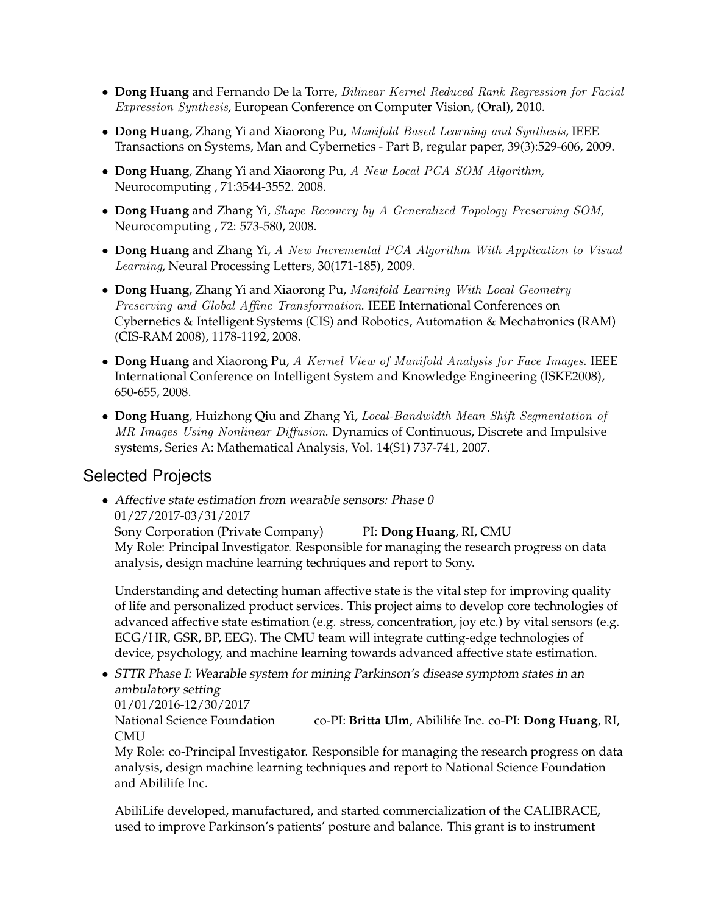- **Dong Huang** and Fernando De la Torre, *Bilinear Kernel Reduced Rank Regression for Facial Expression Synthesis*, European Conference on Computer Vision, (Oral), 2010.
- **Dong Huang**, Zhang Yi and Xiaorong Pu, *Manifold Based Learning and Synthesis*, IEEE Transactions on Systems, Man and Cybernetics - Part B, regular paper, 39(3):529-606, 2009.
- **Dong Huang**, Zhang Yi and Xiaorong Pu, *A New Local PCA SOM Algorithm*, Neurocomputing , 71:3544-3552. 2008.
- **Dong Huang** and Zhang Yi, *Shape Recovery by A Generalized Topology Preserving SOM*, Neurocomputing , 72: 573-580, 2008.
- **Dong Huang** and Zhang Yi, *A New Incremental PCA Algorithm With Application to Visual Learning*, Neural Processing Letters, 30(171-185), 2009.
- **Dong Huang**, Zhang Yi and Xiaorong Pu, *Manifold Learning With Local Geometry Preserving and Global Affine Transformation*. IEEE International Conferences on Cybernetics & Intelligent Systems (CIS) and Robotics, Automation & Mechatronics (RAM) (CIS-RAM 2008), 1178-1192, 2008.
- **Dong Huang** and Xiaorong Pu, *A Kernel View of Manifold Analysis for Face Images*. IEEE International Conference on Intelligent System and Knowledge Engineering (ISKE2008), 650-655, 2008.
- **Dong Huang**, Huizhong Qiu and Zhang Yi, *Local-Bandwidth Mean Shift Segmentation of MR Images Using Nonlinear Diffusion*. Dynamics of Continuous, Discrete and Impulsive systems, Series A: Mathematical Analysis, Vol. 14(S1) 737-741, 2007.

## Selected Projects

- *Affective state estimation from wearable sensors: Phase 0*
  01/27/2017-03/31/2017
  Sony Corporation (Private Company) PI: **Dong Huang**, RI, CMU
  My Role: Principal Investigator. Responsible for managing the research progress on data analysis, design machine learning techniques and report to Sony.

  Understanding and detecting human affective state is the vital step for improving quality of life and personalized product services. This project aims to develop core technologies of advanced affective state estimation (e.g. stress, concentration, joy etc.) by vital sensors (e.g. ECG/HR, GSR, BP, EEG). The CMU team will integrate cutting-edge technologies of device, psychology, and machine learning towards advanced affective state estimation.

- *STTR Phase I: Wearable system for mining Parkinson's disease symptom states in an ambulatory setting*
  01/01/2016-12/30/2017
  National Science Foundation co-PI: **Britta Ulm**, Abililife Inc. co-PI: **Dong Huang**, RI, CMU
  My Role: co-Principal Investigator. Responsible for managing the research progress on data analysis, design machine learning techniques and report to National Science Foundation and Abililife Inc.

  AbiliLife developed, manufactured, and started commercialization of the CALIBRACE, used to improve Parkinson's patients' posture and balance. This grant is to instrument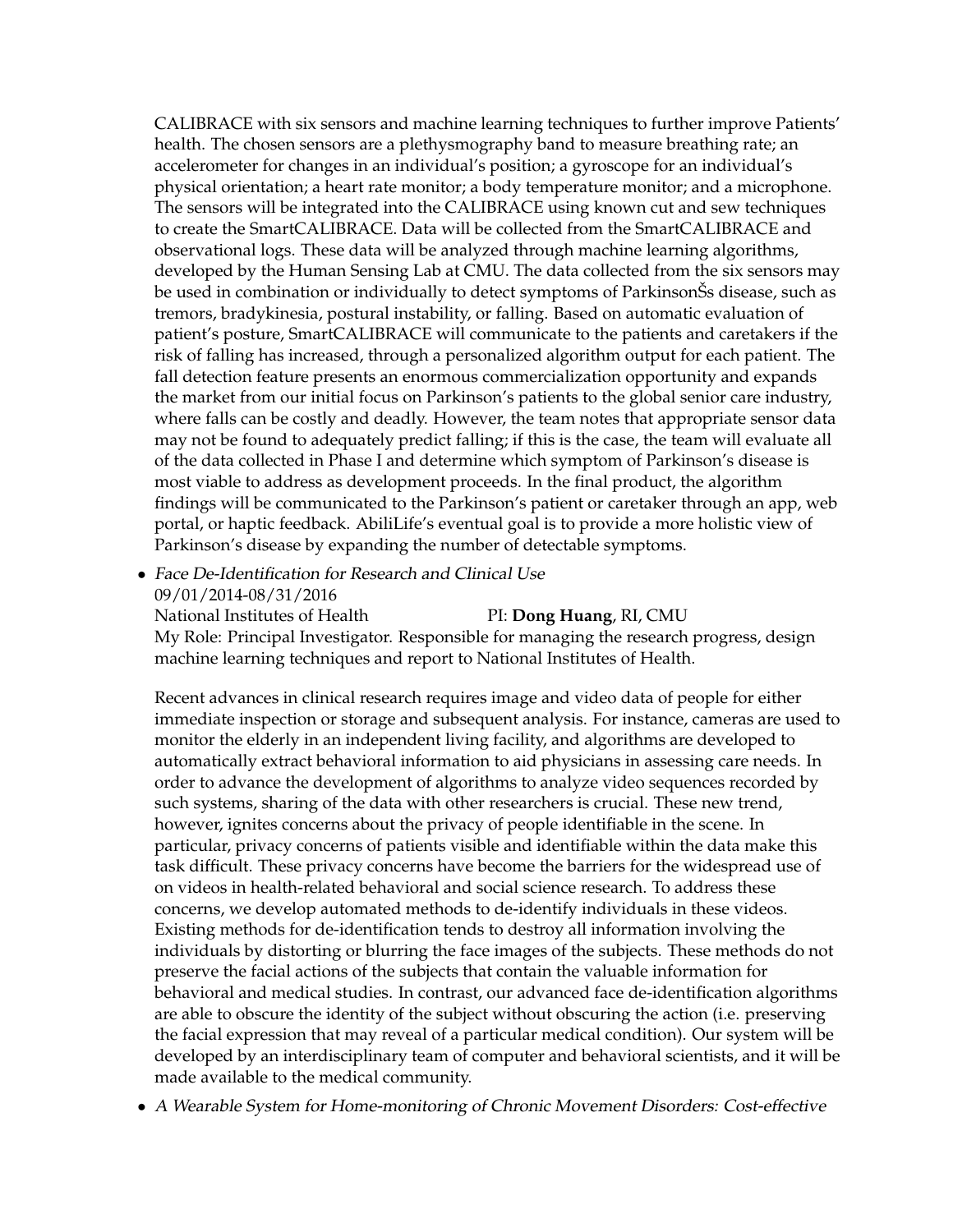CALIBRACE with six sensors and machine learning techniques to further improve Patients' health. The chosen sensors are a plethysmography band to measure breathing rate; an accelerometer for changes in an individual's position; a gyroscope for an individual's physical orientation; a heart rate monitor; a body temperature monitor; and a microphone. The sensors will be integrated into the CALIBRACE using known cut and sew techniques to create the SmartCALIBRACE. Data will be collected from the SmartCALIBRACE and observational logs. These data will be analyzed through machine learning algorithms, developed by the Human Sensing Lab at CMU. The data collected from the six sensors may be used in combination or individually to detect symptoms of ParkinsonŠs disease, such as tremors, bradykinesia, postural instability, or falling. Based on automatic evaluation of patient's posture, SmartCALIBRACE will communicate to the patients and caretakers if the risk of falling has increased, through a personalized algorithm output for each patient. The fall detection feature presents an enormous commercialization opportunity and expands the market from our initial focus on Parkinson's patients to the global senior care industry, where falls can be costly and deadly. However, the team notes that appropriate sensor data may not be found to adequately predict falling; if this is the case, the team will evaluate all of the data collected in Phase I and determine which symptom of Parkinson's disease is most viable to address as development proceeds. In the final product, the algorithm findings will be communicated to the Parkinson's patient or caretaker through an app, web portal, or haptic feedback. AbiliLife's eventual goal is to provide a more holistic view of Parkinson's disease by expanding the number of detectable symptoms.

- *Face De-Identification for Research and Clinical Use*
  09/01/2014-08/31/2016
  National Institutes of Health PI: **Dong Huang**, RI, CMU
  My Role: Principal Investigator. Responsible for managing the research progress, design machine learning techniques and report to National Institutes of Health.

  Recent advances in clinical research requires image and video data of people for either immediate inspection or storage and subsequent analysis. For instance, cameras are used to monitor the elderly in an independent living facility, and algorithms are developed to automatically extract behavioral information to aid physicians in assessing care needs. In order to advance the development of algorithms to analyze video sequences recorded by such systems, sharing of the data with other researchers is crucial. These new trend, however, ignites concerns about the privacy of people identifiable in the scene. In particular, privacy concerns of patients visible and identifiable within the data make this task difficult. These privacy concerns have become the barriers for the widespread use of on videos in health-related behavioral and social science research. To address these concerns, we develop automated methods to de-identify individuals in these videos. Existing methods for de-identification tends to destroy all information involving the individuals by distorting or blurring the face images of the subjects. These methods do not preserve the facial actions of the subjects that contain the valuable information for behavioral and medical studies. In contrast, our advanced face de-identification algorithms are able to obscure the identity of the subject without obscuring the action (i.e. preserving the facial expression that may reveal of a particular medical condition). Our system will be developed by an interdisciplinary team of computer and behavioral scientists, and it will be made available to the medical community.

- *A Wearable System for Home-monitoring of Chronic Movement Disorders: Cost-effective*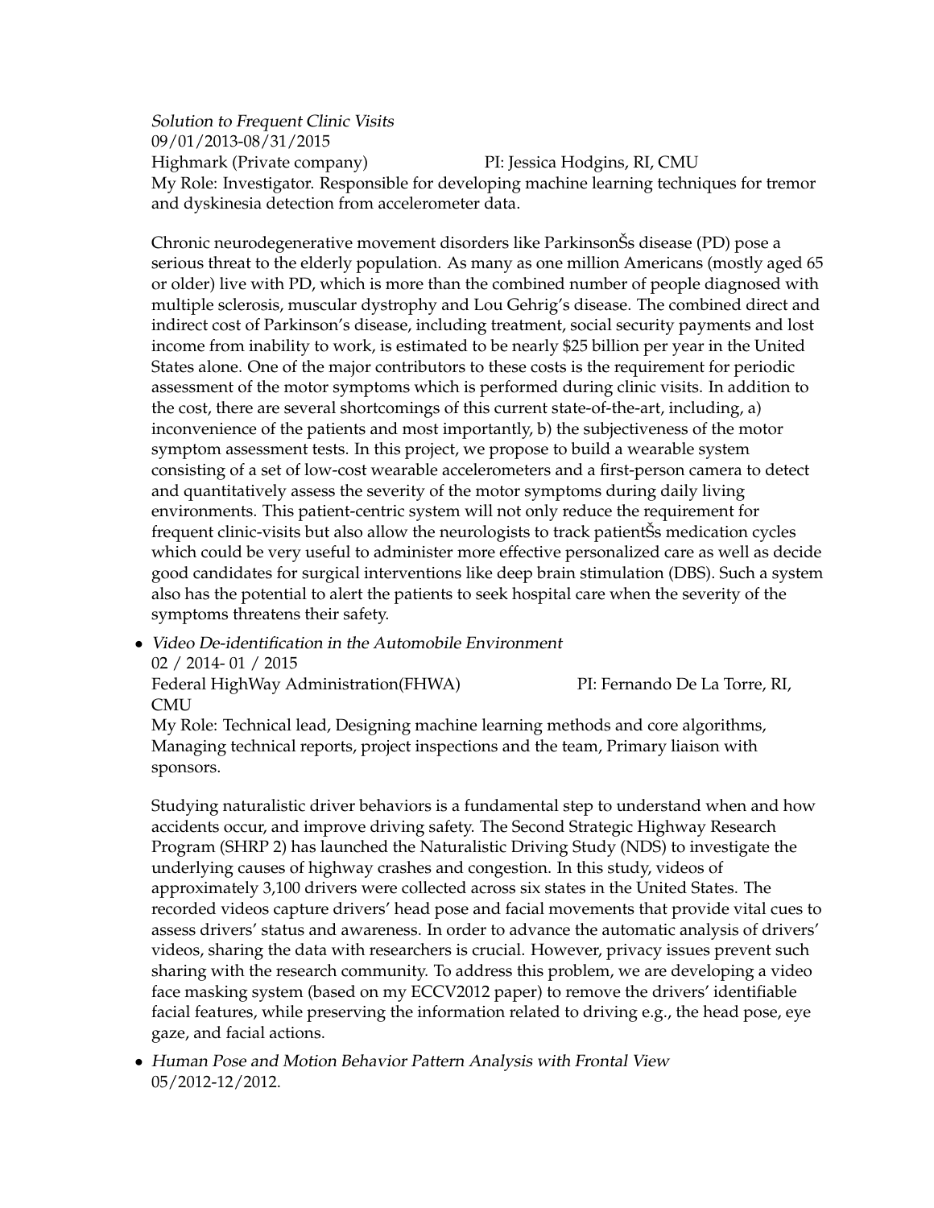*Solution to Frequent Clinic Visits*
09/01/2013-08/31/2015
Highmark (Private company) PI: Jessica Hodgins, RI, CMU
My Role: Investigator. Responsible for developing machine learning techniques for tremor and dyskinesia detection from accelerometer data.

Chronic neurodegenerative movement disorders like ParkinsonŠs disease (PD) pose a serious threat to the elderly population. As many as one million Americans (mostly aged 65 or older) live with PD, which is more than the combined number of people diagnosed with multiple sclerosis, muscular dystrophy and Lou Gehrig's disease. The combined direct and indirect cost of Parkinson's disease, including treatment, social security payments and lost income from inability to work, is estimated to be nearly $25 billion per year in the United States alone. One of the major contributors to these costs is the requirement for periodic assessment of the motor symptoms which is performed during clinic visits. In addition to the cost, there are several shortcomings of this current state-of-the-art, including, a) inconvenience of the patients and most importantly, b) the subjectiveness of the motor symptom assessment tests. In this project, we propose to build a wearable system consisting of a set of low-cost wearable accelerometers and a first-person camera to detect and quantitatively assess the severity of the motor symptoms during daily living environments. This patient-centric system will not only reduce the requirement for frequent clinic-visits but also allow the neurologists to track patientŠs medication cycles which could be very useful to administer more effective personalized care as well as decide good candidates for surgical interventions like deep brain stimulation (DBS). Such a system also has the potential to alert the patients to seek hospital care when the severity of the symptoms threatens their safety.

- *Video De-identification in the Automobile Environment*
  02 / 2014- 01 / 2015
  Federal HighWay Administration(FHWA) PI: Fernando De La Torre, RI, CMU
  My Role: Technical lead, Designing machine learning methods and core algorithms, Managing technical reports, project inspections and the team, Primary liaison with sponsors.

  Studying naturalistic driver behaviors is a fundamental step to understand when and how accidents occur, and improve driving safety. The Second Strategic Highway Research Program (SHRP 2) has launched the Naturalistic Driving Study (NDS) to investigate the underlying causes of highway crashes and congestion. In this study, videos of approximately 3,100 drivers were collected across six states in the United States. The recorded videos capture drivers' head pose and facial movements that provide vital cues to assess drivers' status and awareness. In order to advance the automatic analysis of drivers' videos, sharing the data with researchers is crucial. However, privacy issues prevent such sharing with the research community. To address this problem, we are developing a video face masking system (based on my ECCV2012 paper) to remove the drivers' identifiable facial features, while preserving the information related to driving e.g., the head pose, eye gaze, and facial actions.

- *Human Pose and Motion Behavior Pattern Analysis with Frontal View*
  05/2012-12/2012.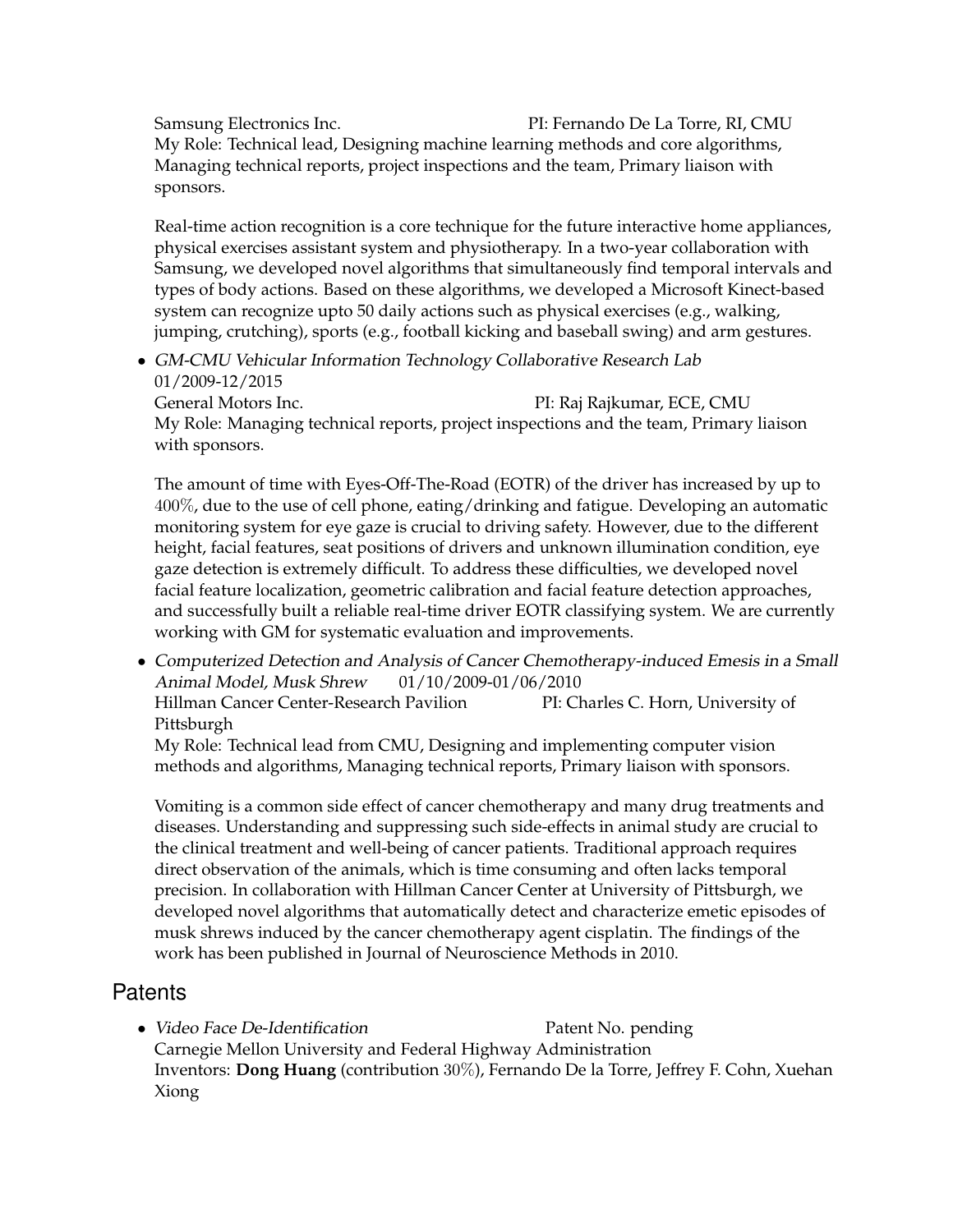Samsung Electronics Inc. PI: Fernando De La Torre, RI, CMU
My Role: Technical lead, Designing machine learning methods and core algorithms, Managing technical reports, project inspections and the team, Primary liaison with sponsors.

Real-time action recognition is a core technique for the future interactive home appliances, physical exercises assistant system and physiotherapy. In a two-year collaboration with Samsung, we developed novel algorithms that simultaneously find temporal intervals and types of body actions. Based on these algorithms, we developed a Microsoft Kinect-based system can recognize upto 50 daily actions such as physical exercises (e.g., walking, jumping, crutching), sports (e.g., football kicking and baseball swing) and arm gestures.

- *GM-CMU Vehicular Information Technology Collaborative Research Lab*
  01/2009-12/2015
  General Motors Inc. PI: Raj Rajkumar, ECE, CMU
  My Role: Managing technical reports, project inspections and the team, Primary liaison with sponsors.

  The amount of time with Eyes-Off-The-Road (EOTR) of the driver has increased by up to $400\%$, due to the use of cell phone, eating/drinking and fatigue. Developing an automatic monitoring system for eye gaze is crucial to driving safety. However, due to the different height, facial features, seat positions of drivers and unknown illumination condition, eye gaze detection is extremely difficult. To address these difficulties, we developed novel facial feature localization, geometric calibration and facial feature detection approaches, and successfully built a reliable real-time driver EOTR classifying system. We are currently working with GM for systematic evaluation and improvements.

- *Computerized Detection and Analysis of Cancer Chemotherapy-induced Emesis in a Small Animal Model, Musk Shrew* 01/10/2009-01/06/2010
  Hillman Cancer Center-Research Pavilion PI: Charles C. Horn, University of Pittsburgh
  My Role: Technical lead from CMU, Designing and implementing computer vision methods and algorithms, Managing technical reports, Primary liaison with sponsors.

  Vomiting is a common side effect of cancer chemotherapy and many drug treatments and diseases. Understanding and suppressing such side-effects in animal study are crucial to the clinical treatment and well-being of cancer patients. Traditional approach requires direct observation of the animals, which is time consuming and often lacks temporal precision. In collaboration with Hillman Cancer Center at University of Pittsburgh, we developed novel algorithms that automatically detect and characterize emetic episodes of musk shrews induced by the cancer chemotherapy agent cisplatin. The findings of the work has been published in Journal of Neuroscience Methods in 2010.

## Patents

- *Video Face De-Identification* Patent No. pending
  Carnegie Mellon University and Federal Highway Administration
  Inventors: **Dong Huang** (contribution $30\%$), Fernando De la Torre, Jeffrey F. Cohn, Xuehan Xiong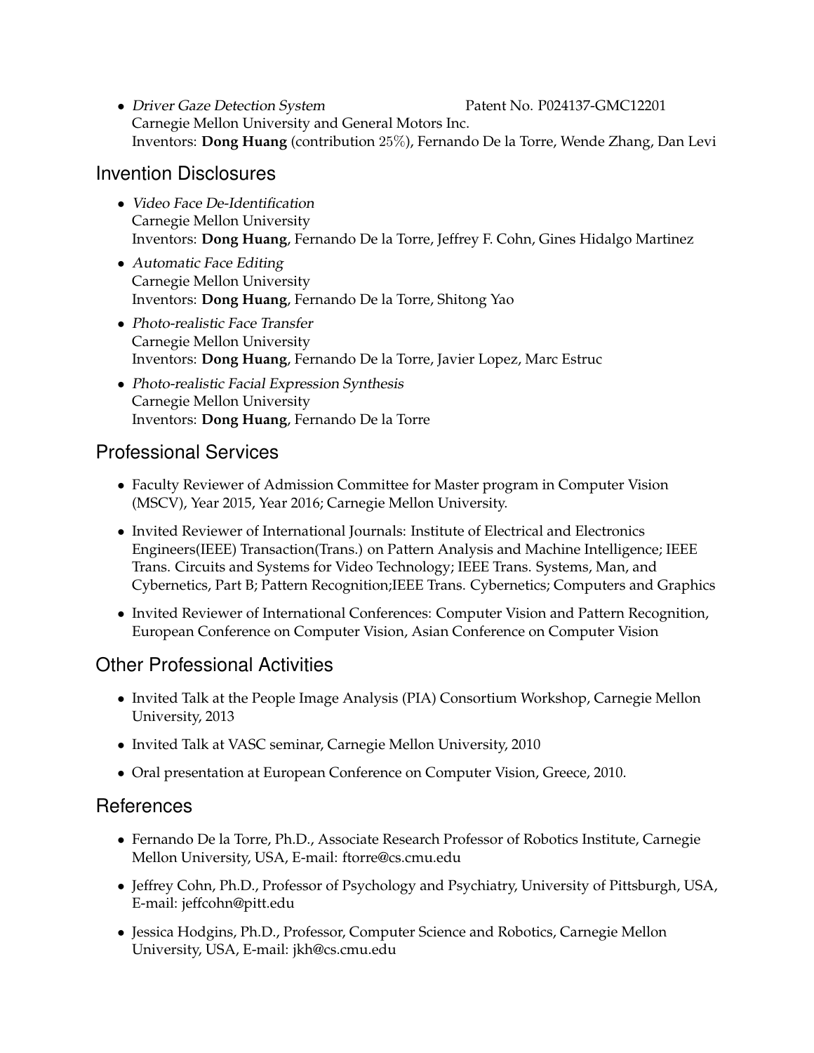- *Driver Gaze Detection System* Patent No. P024137-GMC12201
  Carnegie Mellon University and General Motors Inc.
  Inventors: **Dong Huang** (contribution 25%), Fernando De la Torre, Wende Zhang, Dan Levi

## Invention Disclosures

- *Video Face De-Identification*
  Carnegie Mellon University
  Inventors: **Dong Huang**, Fernando De la Torre, Jeffrey F. Cohn, Gines Hidalgo Martinez
- *Automatic Face Editing*
  Carnegie Mellon University
  Inventors: **Dong Huang**, Fernando De la Torre, Shitong Yao
- *Photo-realistic Face Transfer*
  Carnegie Mellon University
  Inventors: **Dong Huang**, Fernando De la Torre, Javier Lopez, Marc Estruc
- *Photo-realistic Facial Expression Synthesis*
  Carnegie Mellon University
  Inventors: **Dong Huang**, Fernando De la Torre

## Professional Services

- Faculty Reviewer of Admission Committee for Master program in Computer Vision (MSCV), Year 2015, Year 2016; Carnegie Mellon University.
- Invited Reviewer of International Journals: Institute of Electrical and Electronics Engineers(IEEE) Transaction(Trans.) on Pattern Analysis and Machine Intelligence; IEEE Trans. Circuits and Systems for Video Technology; IEEE Trans. Systems, Man, and Cybernetics, Part B; Pattern Recognition;IEEE Trans. Cybernetics; Computers and Graphics
- Invited Reviewer of International Conferences: Computer Vision and Pattern Recognition, European Conference on Computer Vision, Asian Conference on Computer Vision

## Other Professional Activities

- Invited Talk at the People Image Analysis (PIA) Consortium Workshop, Carnegie Mellon University, 2013
- Invited Talk at VASC seminar, Carnegie Mellon University, 2010
- Oral presentation at European Conference on Computer Vision, Greece, 2010.

## References

- Fernando De la Torre, Ph.D., Associate Research Professor of Robotics Institute, Carnegie Mellon University, USA, E-mail: ftorre@cs.cmu.edu
- Jeffrey Cohn, Ph.D., Professor of Psychology and Psychiatry, University of Pittsburgh, USA, E-mail: jeffcohn@pitt.edu
- Jessica Hodgins, Ph.D., Professor, Computer Science and Robotics, Carnegie Mellon University, USA, E-mail: jkh@cs.cmu.edu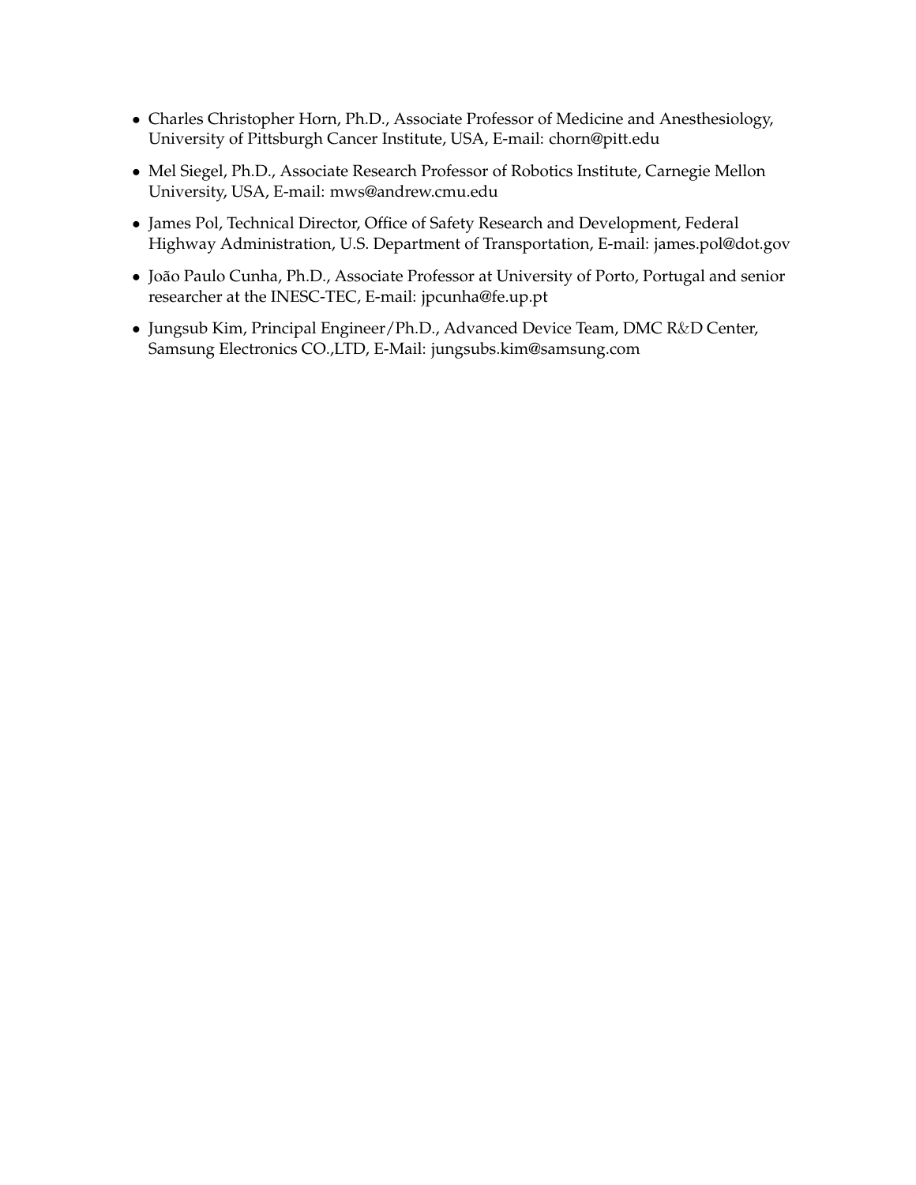- Charles Christopher Horn, Ph.D., Associate Professor of Medicine and Anesthesiology, University of Pittsburgh Cancer Institute, USA, E-mail: chorn@pitt.edu
- Mel Siegel, Ph.D., Associate Research Professor of Robotics Institute, Carnegie Mellon University, USA, E-mail: mws@andrew.cmu.edu
- James Pol, Technical Director, Office of Safety Research and Development, Federal Highway Administration, U.S. Department of Transportation, E-mail: james.pol@dot.gov
- João Paulo Cunha, Ph.D., Associate Professor at University of Porto, Portugal and senior researcher at the INESC-TEC, E-mail: jpcunha@fe.up.pt
- Jungsub Kim, Principal Engineer/Ph.D., Advanced Device Team, DMC R&D Center, Samsung Electronics CO.,LTD, E-Mail: jungsubs.kim@samsung.com